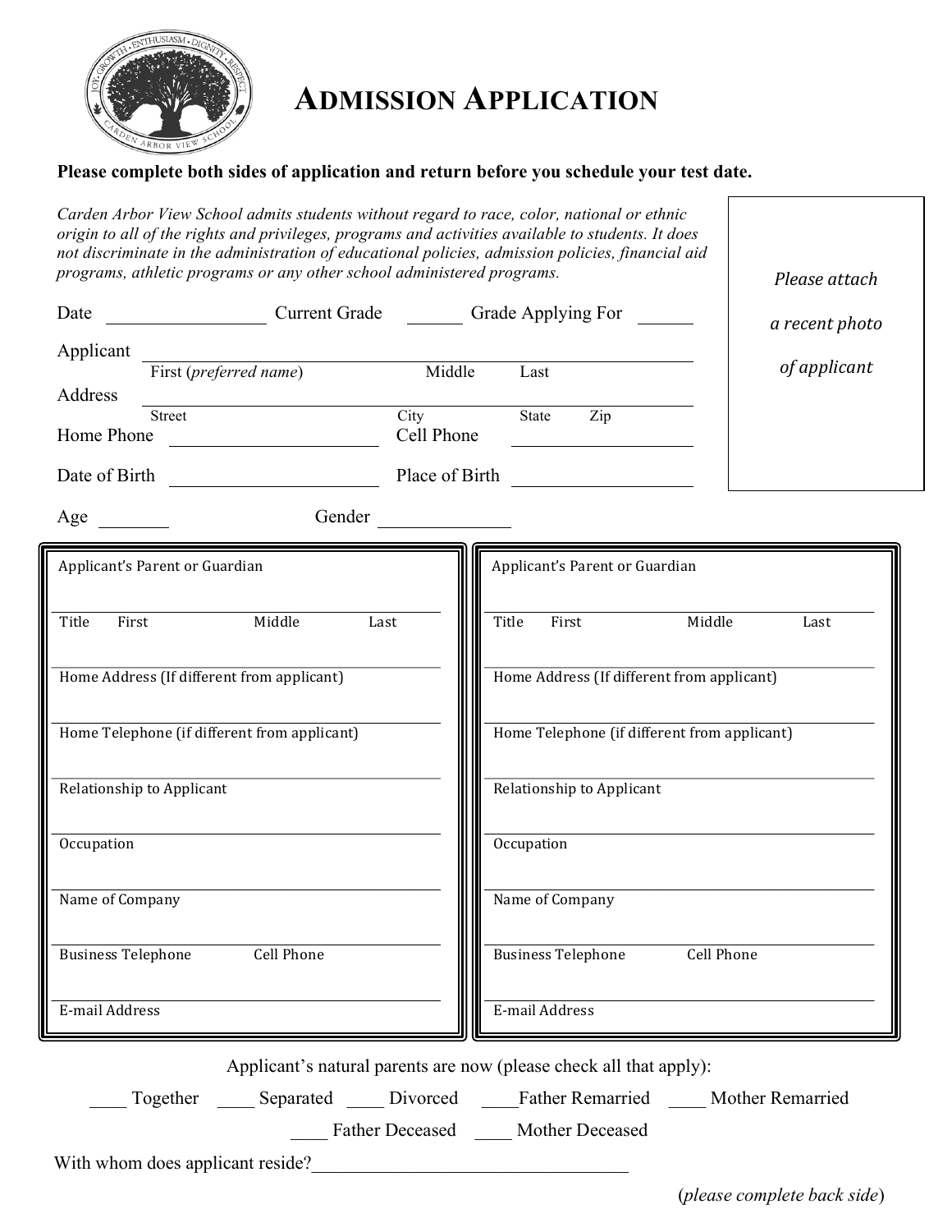# ADMISSION APPLICATION

**Please complete both sides of application and return before you schedule your test date.**

*Carden Arbor View School admits students without regard to race, color, national or ethnic origin to all of the rights and privileges, programs and activities available to students. It does not discriminate in the administration of educational policies, admission policies, financial aid programs, athletic programs or any other school administered programs.*

*Please attach a recent photo of applicant*

Date ________________ Current Grade ______ Grade Applying For ______

Applicant ________________________________________________
First (*preferred name*) Middle Last

Address ________________________________________________
Street City State Zip

Home Phone ______________________ Cell Phone ____________________

Date of Birth ______________________ Place of Birth ____________________

Age ________ Gender ______________

| Applicant's Parent or Guardian | Applicant's Parent or Guardian |
|---|---|
| Title First Middle Last | Title First Middle Last |
| Home Address (If different from applicant) | Home Address (If different from applicant) |
| Home Telephone (if different from applicant) | Home Telephone (if different from applicant) |
| Relationship to Applicant | Relationship to Applicant |
| Occupation | Occupation |
| Name of Company | Name of Company |
| Business Telephone Cell Phone | Business Telephone Cell Phone |
| E-mail Address | E-mail Address |

Applicant's natural parents are now (please check all that apply):

____ Together ____ Separated ____ Divorced ____Father Remarried ____ Mother Remarried

____ Father Deceased ____ Mother Deceased

With whom does applicant reside?__________________________________

(*please complete back side*)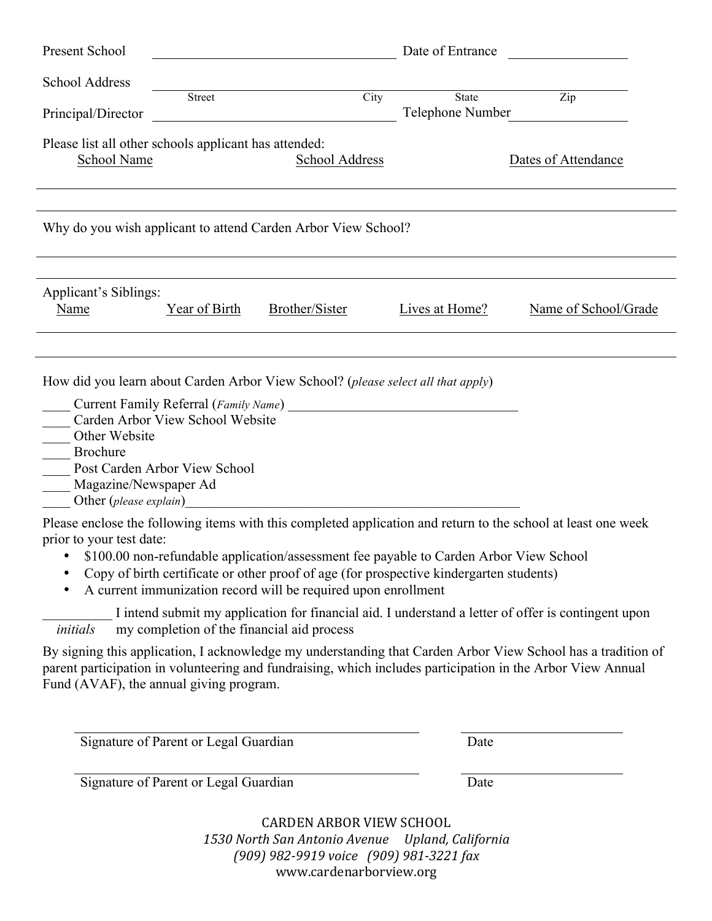Present School \_\_\_\_\_\_\_\_\_\_\_\_\_\_\_\_\_\_\_\_\_\_\_\_\_\_\_\_\_\_\_\_\_\_ Date of Entrance \_\_\_\_\_\_\_\_\_\_\_\_\_\_\_\_

School Address \_\_\_\_\_\_\_\_\_\_\_\_\_\_\_\_\_\_\_\_\_\_\_\_\_\_\_\_\_\_\_\_\_\_\_\_\_\_\_\_\_\_\_\_\_\_\_\_\_\_\_\_\_\_\_\_\_\_\_\_

Street City State Zip

Principal/Director \_\_\_\_\_\_\_\_\_\_\_\_\_\_\_\_\_\_\_\_\_\_\_\_\_\_\_\_\_\_\_\_\_\_ Telephone Number \_\_\_\_\_\_\_\_\_\_\_\_\_\_\_\_

Please list all other schools applicant has attended:

| School Name | School Address | Dates of Attendance |
|---|---|---|
| | | |
| | | |

Why do you wish applicant to attend Carden Arbor View School?

\_\_\_\_\_\_\_\_\_\_\_\_\_\_\_\_\_\_\_\_\_\_\_\_\_\_\_\_\_\_\_\_\_\_\_\_\_\_\_\_\_\_\_\_\_\_\_\_\_\_\_\_\_\_\_\_\_\_\_\_\_\_\_\_\_\_\_\_\_\_\_\_\_\_\_\_\_\_\_\_\_\_\_\_\_\_\_\_

\_\_\_\_\_\_\_\_\_\_\_\_\_\_\_\_\_\_\_\_\_\_\_\_\_\_\_\_\_\_\_\_\_\_\_\_\_\_\_\_\_\_\_\_\_\_\_\_\_\_\_\_\_\_\_\_\_\_\_\_\_\_\_\_\_\_\_\_\_\_\_\_\_\_\_\_\_\_\_\_\_\_\_\_\_\_\_\_

Applicant's Siblings:

| Name | Year of Birth | Brother/Sister | Lives at Home? | Name of School/Grade |
|---|---|---|---|---|
| | | | | |
| | | | | |

How did you learn about Carden Arbor View School? (*please select all that apply*)

\_\_\_\_ Current Family Referral (*Family Name*) \_\_\_\_\_\_\_\_\_\_\_\_\_\_\_\_\_\_\_\_\_\_\_\_\_\_\_\_\_\_\_\_\_\_\_
\_\_\_\_ Carden Arbor View School Website
\_\_\_\_ Other Website
\_\_\_\_ Brochure
\_\_\_\_ Post Carden Arbor View School
\_\_\_\_ Magazine/Newspaper Ad
\_\_\_\_ Other (*please explain*)\_\_\_\_\_\_\_\_\_\_\_\_\_\_\_\_\_\_\_\_\_\_\_\_\_\_\_\_\_\_\_\_\_\_\_\_\_\_\_\_\_\_\_\_\_\_\_\_\_\_\_

Please enclose the following items with this completed application and return to the school at least one week prior to your test date:

- $100.00 non-refundable application/assessment fee payable to Carden Arbor View School
- Copy of birth certificate or other proof of age (for prospective kindergarten students)
- A current immunization record will be required upon enrollment

\_\_\_\_\_\_\_\_\_\_ I intend submit my application for financial aid. I understand a letter of offer is contingent upon
*initials* my completion of the financial aid process

By signing this application, I acknowledge my understanding that Carden Arbor View School has a tradition of parent participation in volunteering and fundraising, which includes participation in the Arbor View Annual Fund (AVAF), the annual giving program.

\_\_\_\_\_\_\_\_\_\_\_\_\_\_\_\_\_\_\_\_\_\_\_\_\_\_\_\_\_\_\_\_\_\_\_\_\_\_\_\_\_\_\_\_\_\_ \_\_\_\_\_\_\_\_\_\_\_\_\_\_\_\_\_\_\_\_\_\_
Signature of Parent or Legal Guardian Date

\_\_\_\_\_\_\_\_\_\_\_\_\_\_\_\_\_\_\_\_\_\_\_\_\_\_\_\_\_\_\_\_\_\_\_\_\_\_\_\_\_\_\_\_\_\_ \_\_\_\_\_\_\_\_\_\_\_\_\_\_\_\_\_\_\_\_\_\_
Signature of Parent or Legal Guardian Date

CARDEN ARBOR VIEW SCHOOL
*1530 North San Antonio Avenue Upland, California*
*(909) 982-9919 voice (909) 981-3221 fax*
www.cardenarborview.org